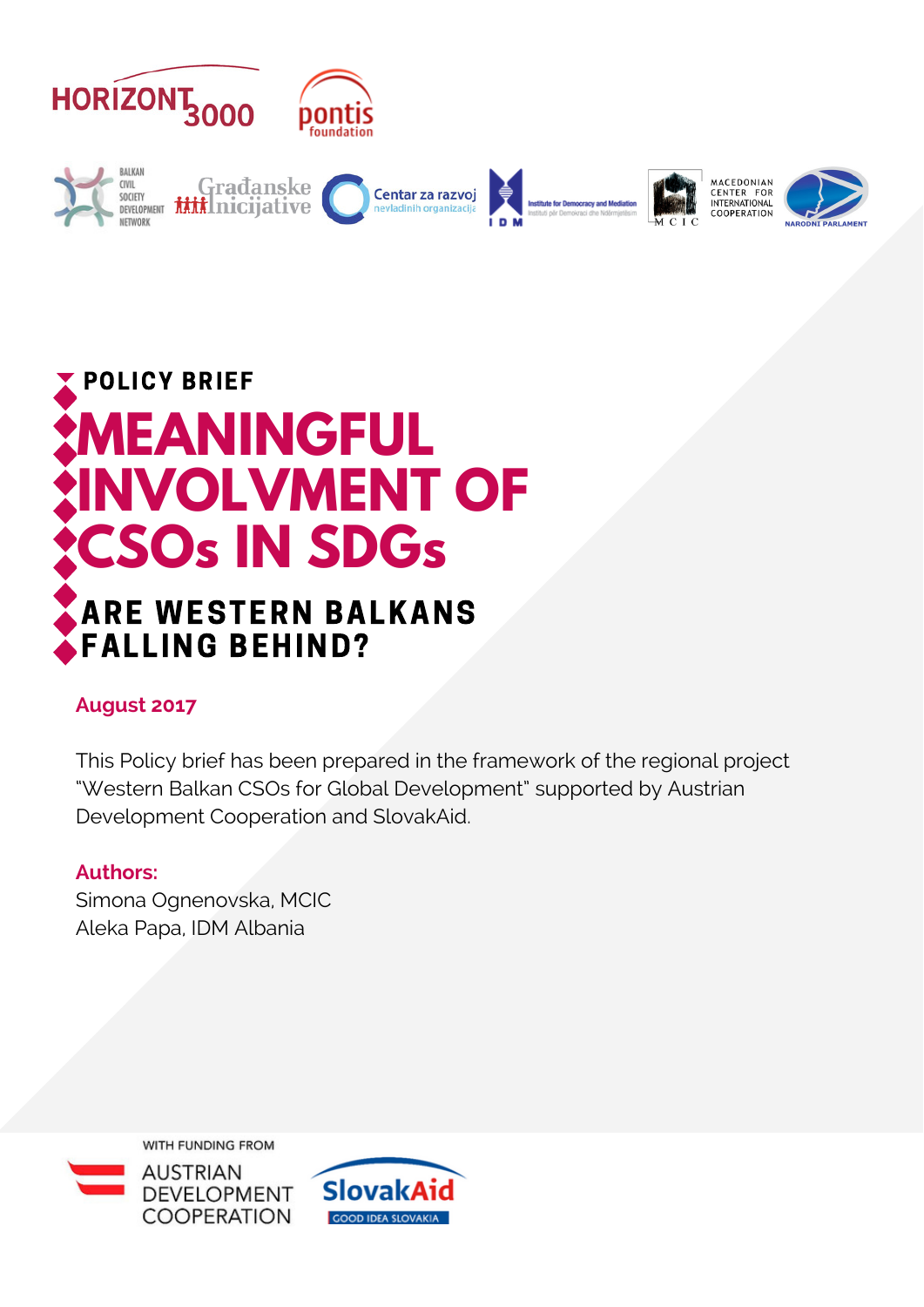POLICY BRIEF

# MEANINGFUL INVOLVMENT OF CSOs IN SDGs

## ARE WESTERN BALKANS FALLING BEHIND?

**August 2017**

This Policy brief has been prepared in the framework of the regional project "Western Balkan CSOs for Global Development" supported by Austrian Development Cooperation and SlovakAid.

**Authors:**
Simona Ognenovska, MCIC
Aleka Papa, IDM Albania

WITH FUNDING FROM
AUSTRIAN DEVELOPMENT COOPERATION
SlovakAid
GOOD IDEA SLOVAKIA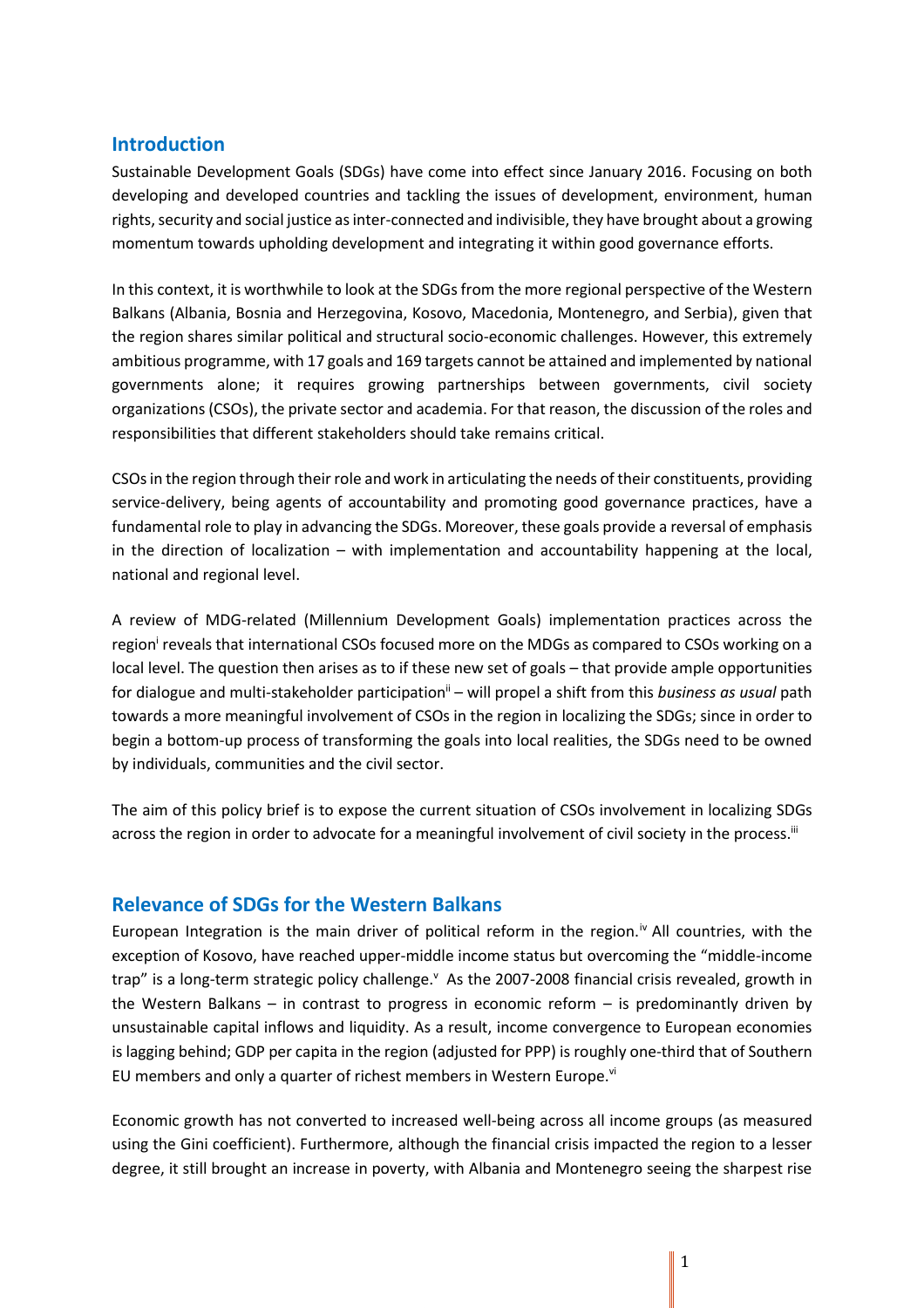## Introduction

Sustainable Development Goals (SDGs) have come into effect since January 2016. Focusing on both developing and developed countries and tackling the issues of development, environment, human rights, security and social justice as inter-connected and indivisible, they have brought about a growing momentum towards upholding development and integrating it within good governance efforts.

In this context, it is worthwhile to look at the SDGs from the more regional perspective of the Western Balkans (Albania, Bosnia and Herzegovina, Kosovo, Macedonia, Montenegro, and Serbia), given that the region shares similar political and structural socio-economic challenges. However, this extremely ambitious programme, with 17 goals and 169 targets cannot be attained and implemented by national governments alone; it requires growing partnerships between governments, civil society organizations (CSOs), the private sector and academia. For that reason, the discussion of the roles and responsibilities that different stakeholders should take remains critical.

CSOs in the region through their role and work in articulating the needs of their constituents, providing service-delivery, being agents of accountability and promoting good governance practices, have a fundamental role to play in advancing the SDGs. Moreover, these goals provide a reversal of emphasis in the direction of localization – with implementation and accountability happening at the local, national and regional level.

A review of MDG-related (Millennium Development Goals) implementation practices across the region[i] reveals that international CSOs focused more on the MDGs as compared to CSOs working on a local level. The question then arises as to if these new set of goals – that provide ample opportunities for dialogue and multi-stakeholder participation[ii] – will propel a shift from this *business as usual* path towards a more meaningful involvement of CSOs in the region in localizing the SDGs; since in order to begin a bottom-up process of transforming the goals into local realities, the SDGs need to be owned by individuals, communities and the civil sector.

The aim of this policy brief is to expose the current situation of CSOs involvement in localizing SDGs across the region in order to advocate for a meaningful involvement of civil society in the process.[iii]

## Relevance of SDGs for the Western Balkans

European Integration is the main driver of political reform in the region.[iv] All countries, with the exception of Kosovo, have reached upper-middle income status but overcoming the "middle-income trap" is a long-term strategic policy challenge.[v] As the 2007-2008 financial crisis revealed, growth in the Western Balkans – in contrast to progress in economic reform – is predominantly driven by unsustainable capital inflows and liquidity. As a result, income convergence to European economies is lagging behind; GDP per capita in the region (adjusted for PPP) is roughly one-third that of Southern EU members and only a quarter of richest members in Western Europe.[vi]

Economic growth has not converted to increased well-being across all income groups (as measured using the Gini coefficient). Furthermore, although the financial crisis impacted the region to a lesser degree, it still brought an increase in poverty, with Albania and Montenegro seeing the sharpest rise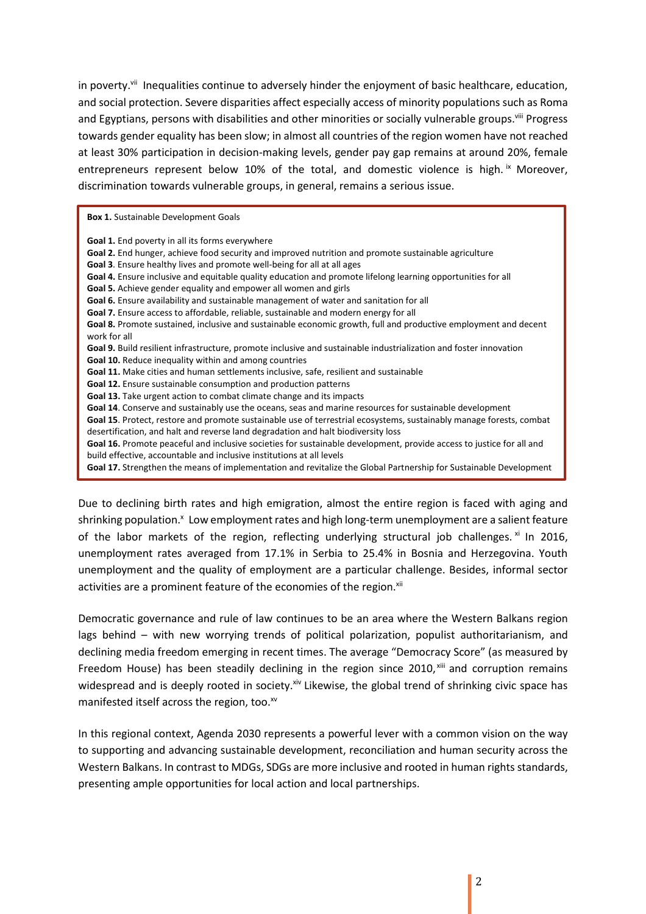in poverty.[vii] Inequalities continue to adversely hinder the enjoyment of basic healthcare, education, and social protection. Severe disparities affect especially access of minority populations such as Roma and Egyptians, persons with disabilities and other minorities or socially vulnerable groups.[viii] Progress towards gender equality has been slow; in almost all countries of the region women have not reached at least 30% participation in decision-making levels, gender pay gap remains at around 20%, female entrepreneurs represent below 10% of the total, and domestic violence is high.[ix] Moreover, discrimination towards vulnerable groups, in general, remains a serious issue.

> **Box 1.** Sustainable Development Goals
>
> **Goal 1.** End poverty in all its forms everywhere
> **Goal 2.** End hunger, achieve food security and improved nutrition and promote sustainable agriculture
> **Goal 3**. Ensure healthy lives and promote well-being for all at all ages
> **Goal 4.** Ensure inclusive and equitable quality education and promote lifelong learning opportunities for all
> **Goal 5.** Achieve gender equality and empower all women and girls
> **Goal 6.** Ensure availability and sustainable management of water and sanitation for all
> **Goal 7.** Ensure access to affordable, reliable, sustainable and modern energy for all
> **Goal 8.** Promote sustained, inclusive and sustainable economic growth, full and productive employment and decent work for all
> **Goal 9.** Build resilient infrastructure, promote inclusive and sustainable industrialization and foster innovation
> **Goal 10.** Reduce inequality within and among countries
> **Goal 11.** Make cities and human settlements inclusive, safe, resilient and sustainable
> **Goal 12.** Ensure sustainable consumption and production patterns
> **Goal 13.** Take urgent action to combat climate change and its impacts
> **Goal 14**. Conserve and sustainably use the oceans, seas and marine resources for sustainable development
> **Goal 15**. Protect, restore and promote sustainable use of terrestrial ecosystems, sustainably manage forests, combat desertification, and halt and reverse land degradation and halt biodiversity loss
> **Goal 16.** Promote peaceful and inclusive societies for sustainable development, provide access to justice for all and build effective, accountable and inclusive institutions at all levels
> **Goal 17.** Strengthen the means of implementation and revitalize the Global Partnership for Sustainable Development

Due to declining birth rates and high emigration, almost the entire region is faced with aging and shrinking population.[x] Low employment rates and high long-term unemployment are a salient feature of the labor markets of the region, reflecting underlying structural job challenges.[xi] In 2016, unemployment rates averaged from 17.1% in Serbia to 25.4% in Bosnia and Herzegovina. Youth unemployment and the quality of employment are a particular challenge. Besides, informal sector activities are a prominent feature of the economies of the region.[xii]

Democratic governance and rule of law continues to be an area where the Western Balkans region lags behind – with new worrying trends of political polarization, populist authoritarianism, and declining media freedom emerging in recent times. The average "Democracy Score" (as measured by Freedom House) has been steadily declining in the region since 2010,[xiii] and corruption remains widespread and is deeply rooted in society.[xiv] Likewise, the global trend of shrinking civic space has manifested itself across the region, too.[xv]

In this regional context, Agenda 2030 represents a powerful lever with a common vision on the way to supporting and advancing sustainable development, reconciliation and human security across the Western Balkans. In contrast to MDGs, SDGs are more inclusive and rooted in human rights standards, presenting ample opportunities for local action and local partnerships.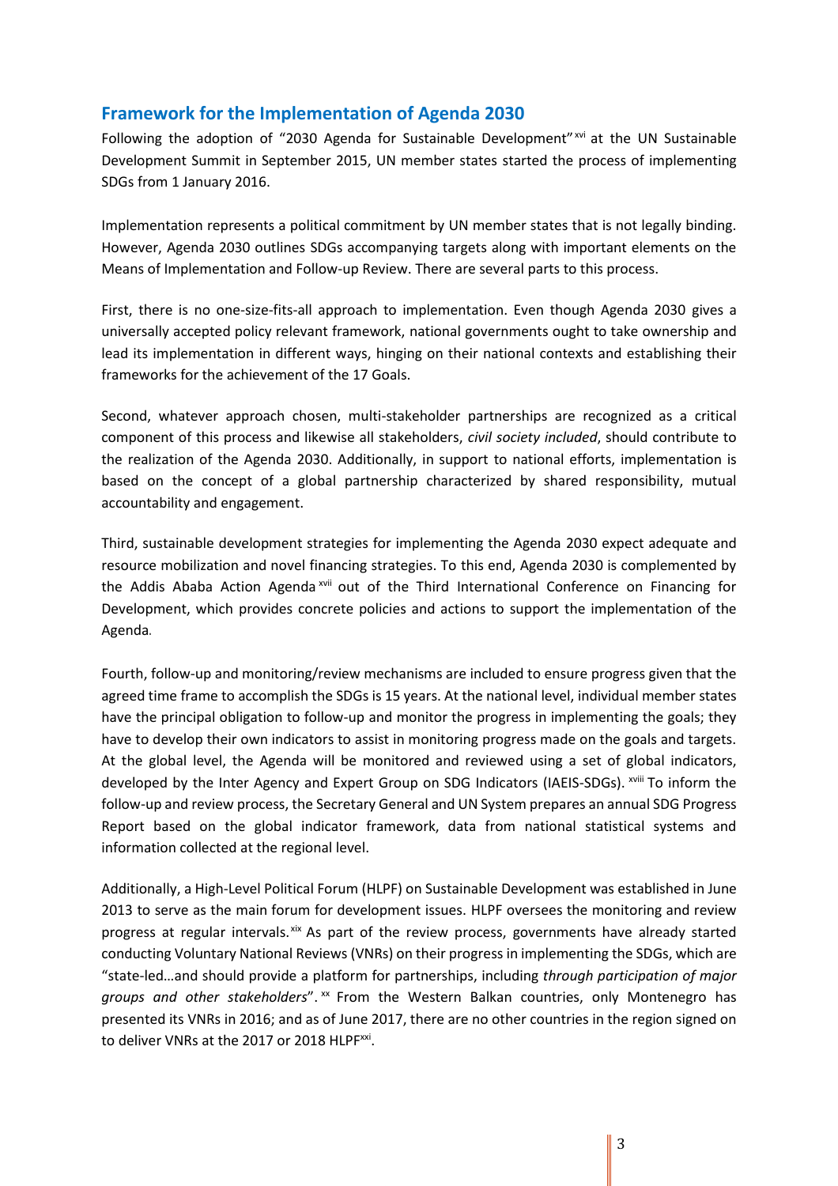## Framework for the Implementation of Agenda 2030

Following the adoption of "2030 Agenda for Sustainable Development"[xvi] at the UN Sustainable Development Summit in September 2015, UN member states started the process of implementing SDGs from 1 January 2016.

Implementation represents a political commitment by UN member states that is not legally binding. However, Agenda 2030 outlines SDGs accompanying targets along with important elements on the Means of Implementation and Follow-up Review. There are several parts to this process.

First, there is no one-size-fits-all approach to implementation. Even though Agenda 2030 gives a universally accepted policy relevant framework, national governments ought to take ownership and lead its implementation in different ways, hinging on their national contexts and establishing their frameworks for the achievement of the 17 Goals.

Second, whatever approach chosen, multi-stakeholder partnerships are recognized as a critical component of this process and likewise all stakeholders, *civil society included*, should contribute to the realization of the Agenda 2030. Additionally, in support to national efforts, implementation is based on the concept of a global partnership characterized by shared responsibility, mutual accountability and engagement.

Third, sustainable development strategies for implementing the Agenda 2030 expect adequate and resource mobilization and novel financing strategies. To this end, Agenda 2030 is complemented by the Addis Ababa Action Agenda[xvii] out of the Third International Conference on Financing for Development, which provides concrete policies and actions to support the implementation of the Agenda.

Fourth, follow-up and monitoring/review mechanisms are included to ensure progress given that the agreed time frame to accomplish the SDGs is 15 years. At the national level, individual member states have the principal obligation to follow-up and monitor the progress in implementing the goals; they have to develop their own indicators to assist in monitoring progress made on the goals and targets. At the global level, the Agenda will be monitored and reviewed using a set of global indicators, developed by the Inter Agency and Expert Group on SDG Indicators (IAEIS-SDGs).[xviii] To inform the follow-up and review process, the Secretary General and UN System prepares an annual SDG Progress Report based on the global indicator framework, data from national statistical systems and information collected at the regional level.

Additionally, a High-Level Political Forum (HLPF) on Sustainable Development was established in June 2013 to serve as the main forum for development issues. HLPF oversees the monitoring and review progress at regular intervals.[xix] As part of the review process, governments have already started conducting Voluntary National Reviews (VNRs) on their progress in implementing the SDGs, which are "state-led…and should provide a platform for partnerships, including *through participation of major groups and other stakeholders*".[xx] From the Western Balkan countries, only Montenegro has presented its VNRs in 2016; and as of June 2017, there are no other countries in the region signed on to deliver VNRs at the 2017 or 2018 HLPF[xxi].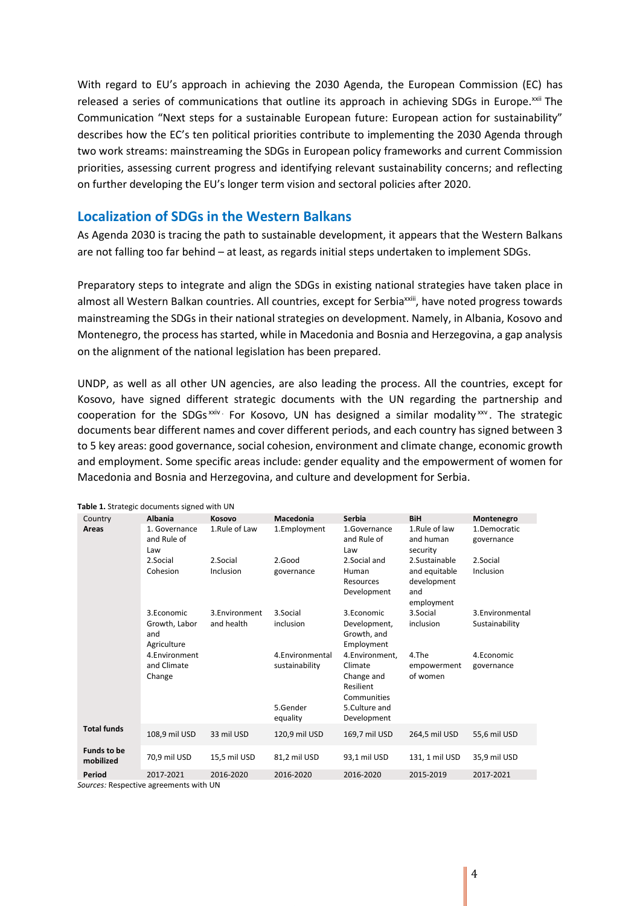With regard to EU's approach in achieving the 2030 Agenda, the European Commission (EC) has released a series of communications that outline its approach in achieving SDGs in Europe.[xxii] The Communication "Next steps for a sustainable European future: European action for sustainability" describes how the EC's ten political priorities contribute to implementing the 2030 Agenda through two work streams: mainstreaming the SDGs in European policy frameworks and current Commission priorities, assessing current progress and identifying relevant sustainability concerns; and reflecting on further developing the EU's longer term vision and sectoral policies after 2020.

## Localization of SDGs in the Western Balkans

As Agenda 2030 is tracing the path to sustainable development, it appears that the Western Balkans are not falling too far behind – at least, as regards initial steps undertaken to implement SDGs.

Preparatory steps to integrate and align the SDGs in existing national strategies have taken place in almost all Western Balkan countries. All countries, except for Serbia[xxiii], have noted progress towards mainstreaming the SDGs in their national strategies on development. Namely, in Albania, Kosovo and Montenegro, the process has started, while in Macedonia and Bosnia and Herzegovina, a gap analysis on the alignment of the national legislation has been prepared.

UNDP, as well as all other UN agencies, are also leading the process. All the countries, except for Kosovo, have signed different strategic documents with the UN regarding the partnership and cooperation for the SDGs[xxiv]. For Kosovo, UN has designed a similar modality[xxv]. The strategic documents bear different names and cover different periods, and each country has signed between 3 to 5 key areas: good governance, social cohesion, environment and climate change, economic growth and employment. Some specific areas include: gender equality and the empowerment of women for Macedonia and Bosnia and Herzegovina, and culture and development for Serbia.

**Table 1.** Strategic documents signed with UN

| Country | Albania | Kosovo | Macedonia | Serbia | BiH | Montenegro |
|---|---|---|---|---|---|---|
| **Areas** | 1. Governance and Rule of Law | 1.Rule of Law | 1.Employment | 1.Governance and Rule of Law | 1.Rule of law and human security | 1.Democratic governance |
| | 2.Social Cohesion | 2.Social Inclusion | 2.Good governance | 2.Social and Human Resources Development | 2.Sustainable and equitable development and employment | 2.Social Inclusion |
| | 3.Economic Growth, Labor and Agriculture | 3.Environment and health | 3.Social inclusion | 3.Economic Development, Growth, and Employment | 3.Social inclusion | 3.Environmental Sustainability |
| | 4.Environment and Climate Change | | 4.Environmental sustainability | 4.Environment, Climate Change and Resilient Communities | 4.The empowerment of women | 4.Economic governance |
| | | | 5.Gender equality | 5.Culture and Development | | |
| **Total funds** | 108,9 mil USD | 33 mil USD | 120,9 mil USD | 169,7 mil USD | 264,5 mil USD | 55,6 mil USD |
| **Funds to be mobilized** | 70,9 mil USD | 15,5 mil USD | 81,2 mil USD | 93,1 mil USD | 131, 1 mil USD | 35,9 mil USD |
| **Period** | 2017-2021 | 2016-2020 | 2016-2020 | 2016-2020 | 2015-2019 | 2017-2021 |

*Sources:* Respective agreements with UN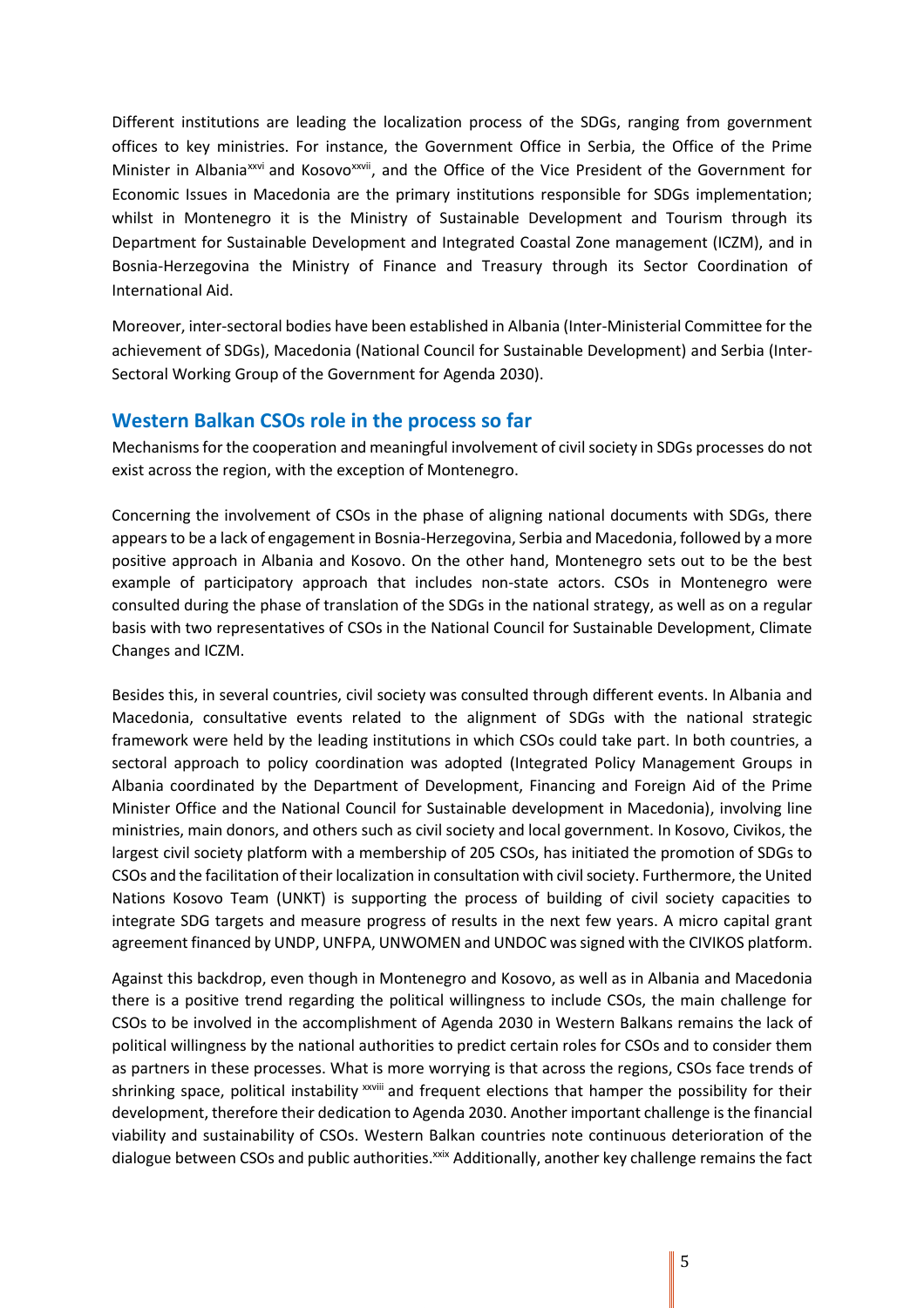Different institutions are leading the localization process of the SDGs, ranging from government offices to key ministries. For instance, the Government Office in Serbia, the Office of the Prime Minister in Albania[xxvi] and Kosovo[xxvii], and the Office of the Vice President of the Government for Economic Issues in Macedonia are the primary institutions responsible for SDGs implementation; whilst in Montenegro it is the Ministry of Sustainable Development and Tourism through its Department for Sustainable Development and Integrated Coastal Zone management (ICZM), and in Bosnia-Herzegovina the Ministry of Finance and Treasury through its Sector Coordination of International Aid.

Moreover, inter-sectoral bodies have been established in Albania (Inter-Ministerial Committee for the achievement of SDGs), Macedonia (National Council for Sustainable Development) and Serbia (Inter-Sectoral Working Group of the Government for Agenda 2030).

## Western Balkan CSOs role in the process so far

Mechanisms for the cooperation and meaningful involvement of civil society in SDGs processes do not exist across the region, with the exception of Montenegro.

Concerning the involvement of CSOs in the phase of aligning national documents with SDGs, there appears to be a lack of engagement in Bosnia-Herzegovina, Serbia and Macedonia, followed by a more positive approach in Albania and Kosovo. On the other hand, Montenegro sets out to be the best example of participatory approach that includes non-state actors. CSOs in Montenegro were consulted during the phase of translation of the SDGs in the national strategy, as well as on a regular basis with two representatives of CSOs in the National Council for Sustainable Development, Climate Changes and ICZM.

Besides this, in several countries, civil society was consulted through different events. In Albania and Macedonia, consultative events related to the alignment of SDGs with the national strategic framework were held by the leading institutions in which CSOs could take part. In both countries, a sectoral approach to policy coordination was adopted (Integrated Policy Management Groups in Albania coordinated by the Department of Development, Financing and Foreign Aid of the Prime Minister Office and the National Council for Sustainable development in Macedonia), involving line ministries, main donors, and others such as civil society and local government. In Kosovo, Civikos, the largest civil society platform with a membership of 205 CSOs, has initiated the promotion of SDGs to CSOs and the facilitation of their localization in consultation with civil society. Furthermore, the United Nations Kosovo Team (UNKT) is supporting the process of building of civil society capacities to integrate SDG targets and measure progress of results in the next few years. A micro capital grant agreement financed by UNDP, UNFPA, UNWOMEN and UNDOC was signed with the CIVIKOS platform.

Against this backdrop, even though in Montenegro and Kosovo, as well as in Albania and Macedonia there is a positive trend regarding the political willingness to include CSOs, the main challenge for CSOs to be involved in the accomplishment of Agenda 2030 in Western Balkans remains the lack of political willingness by the national authorities to predict certain roles for CSOs and to consider them as partners in these processes. What is more worrying is that across the regions, CSOs face trends of shrinking space, political instability [xxviii] and frequent elections that hamper the possibility for their development, therefore their dedication to Agenda 2030. Another important challenge is the financial viability and sustainability of CSOs. Western Balkan countries note continuous deterioration of the dialogue between CSOs and public authorities.[xxix] Additionally, another key challenge remains the fact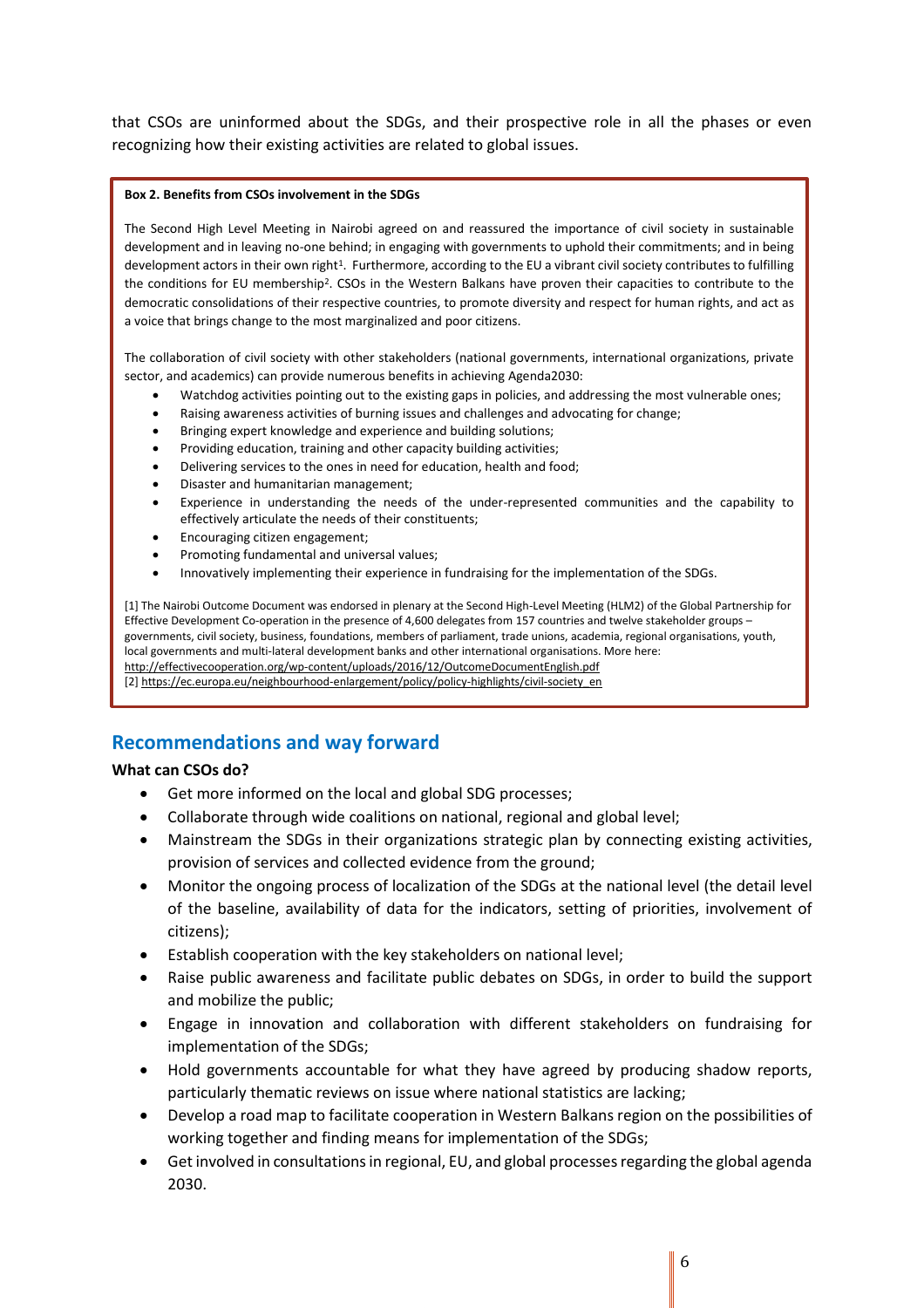that CSOs are uninformed about the SDGs, and their prospective role in all the phases or even recognizing how their existing activities are related to global issues.

**Box 2. Benefits from CSOs involvement in the SDGs**

The Second High Level Meeting in Nairobi agreed on and reassured the importance of civil society in sustainable development and in leaving no-one behind; in engaging with governments to uphold their commitments; and in being development actors in their own right[1]. Furthermore, according to the EU a vibrant civil society contributes to fulfilling the conditions for EU membership[2]. CSOs in the Western Balkans have proven their capacities to contribute to the democratic consolidations of their respective countries, to promote diversity and respect for human rights, and act as a voice that brings change to the most marginalized and poor citizens.

The collaboration of civil society with other stakeholders (national governments, international organizations, private sector, and academics) can provide numerous benefits in achieving Agenda2030:

- Watchdog activities pointing out to the existing gaps in policies, and addressing the most vulnerable ones;
- Raising awareness activities of burning issues and challenges and advocating for change;
- Bringing expert knowledge and experience and building solutions;
- Providing education, training and other capacity building activities;
- Delivering services to the ones in need for education, health and food;
- Disaster and humanitarian management;
- Experience in understanding the needs of the under-represented communities and the capability to effectively articulate the needs of their constituents;
- Encouraging citizen engagement;
- Promoting fundamental and universal values;
- Innovatively implementing their experience in fundraising for the implementation of the SDGs.

[1] The Nairobi Outcome Document was endorsed in plenary at the Second High-Level Meeting (HLM2) of the Global Partnership for Effective Development Co-operation in the presence of 4,600 delegates from 157 countries and twelve stakeholder groups – governments, civil society, business, foundations, members of parliament, trade unions, academia, regional organisations, youth, local governments and multi-lateral development banks and other international organisations. More here: http://effectivecooperation.org/wp-content/uploads/2016/12/OutcomeDocumentEnglish.pdf
[2] https://ec.europa.eu/neighbourhood-enlargement/policy/policy-highlights/civil-society_en

## Recommendations and way forward

**What can CSOs do?**

- Get more informed on the local and global SDG processes;
- Collaborate through wide coalitions on national, regional and global level;
- Mainstream the SDGs in their organizations strategic plan by connecting existing activities, provision of services and collected evidence from the ground;
- Monitor the ongoing process of localization of the SDGs at the national level (the detail level of the baseline, availability of data for the indicators, setting of priorities, involvement of citizens);
- Establish cooperation with the key stakeholders on national level;
- Raise public awareness and facilitate public debates on SDGs, in order to build the support and mobilize the public;
- Engage in innovation and collaboration with different stakeholders on fundraising for implementation of the SDGs;
- Hold governments accountable for what they have agreed by producing shadow reports, particularly thematic reviews on issue where national statistics are lacking;
- Develop a road map to facilitate cooperation in Western Balkans region on the possibilities of working together and finding means for implementation of the SDGs;
- Get involved in consultations in regional, EU, and global processes regarding the global agenda 2030.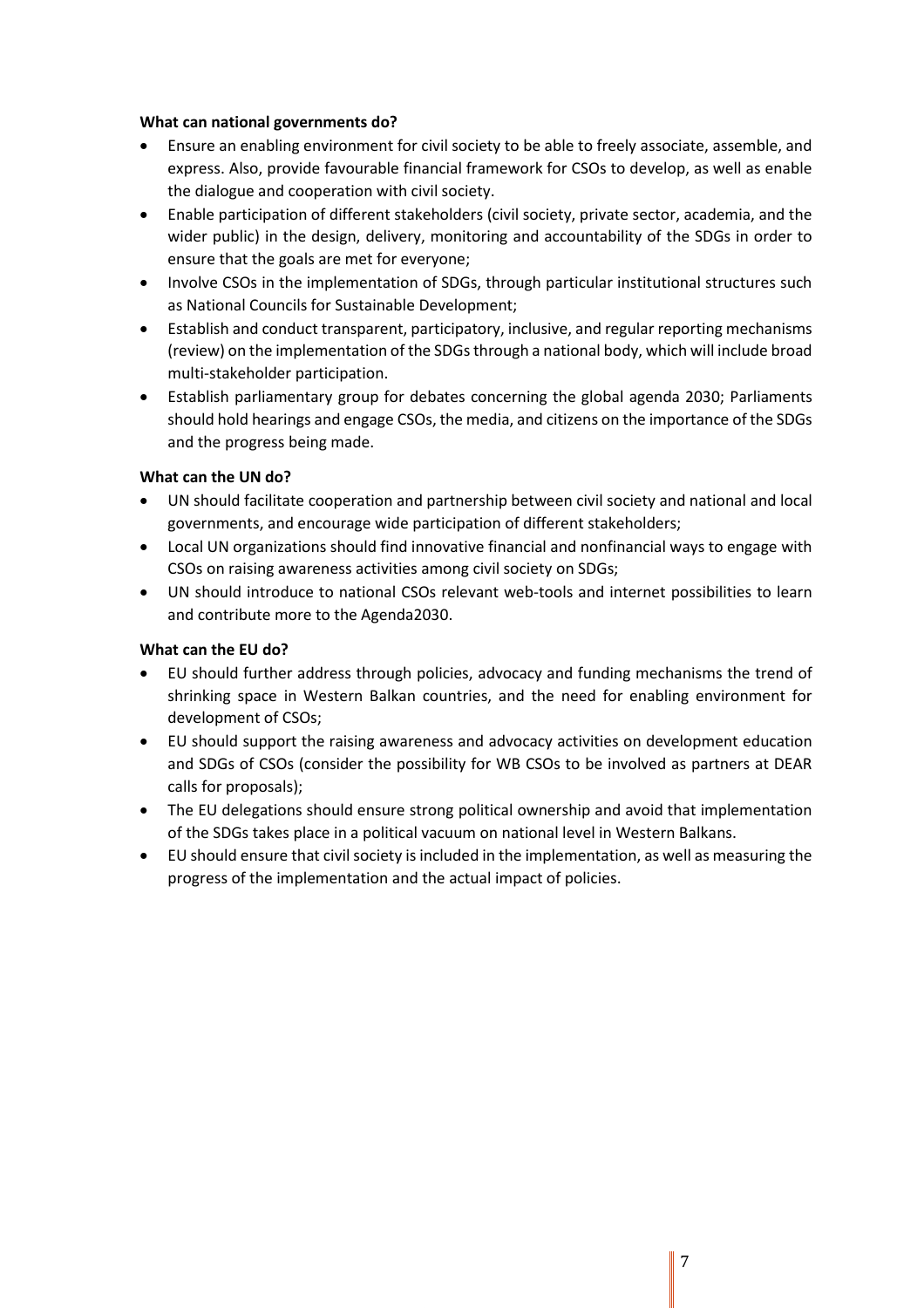**What can national governments do?**

- Ensure an enabling environment for civil society to be able to freely associate, assemble, and express. Also, provide favourable financial framework for CSOs to develop, as well as enable the dialogue and cooperation with civil society.
- Enable participation of different stakeholders (civil society, private sector, academia, and the wider public) in the design, delivery, monitoring and accountability of the SDGs in order to ensure that the goals are met for everyone;
- Involve CSOs in the implementation of SDGs, through particular institutional structures such as National Councils for Sustainable Development;
- Establish and conduct transparent, participatory, inclusive, and regular reporting mechanisms (review) on the implementation of the SDGs through a national body, which will include broad multi-stakeholder participation.
- Establish parliamentary group for debates concerning the global agenda 2030; Parliaments should hold hearings and engage CSOs, the media, and citizens on the importance of the SDGs and the progress being made.

**What can the UN do?**

- UN should facilitate cooperation and partnership between civil society and national and local governments, and encourage wide participation of different stakeholders;
- Local UN organizations should find innovative financial and nonfinancial ways to engage with CSOs on raising awareness activities among civil society on SDGs;
- UN should introduce to national CSOs relevant web-tools and internet possibilities to learn and contribute more to the Agenda2030.

**What can the EU do?**

- EU should further address through policies, advocacy and funding mechanisms the trend of shrinking space in Western Balkan countries, and the need for enabling environment for development of CSOs;
- EU should support the raising awareness and advocacy activities on development education and SDGs of CSOs (consider the possibility for WB CSOs to be involved as partners at DEAR calls for proposals);
- The EU delegations should ensure strong political ownership and avoid that implementation of the SDGs takes place in a political vacuum on national level in Western Balkans.
- EU should ensure that civil society is included in the implementation, as well as measuring the progress of the implementation and the actual impact of policies.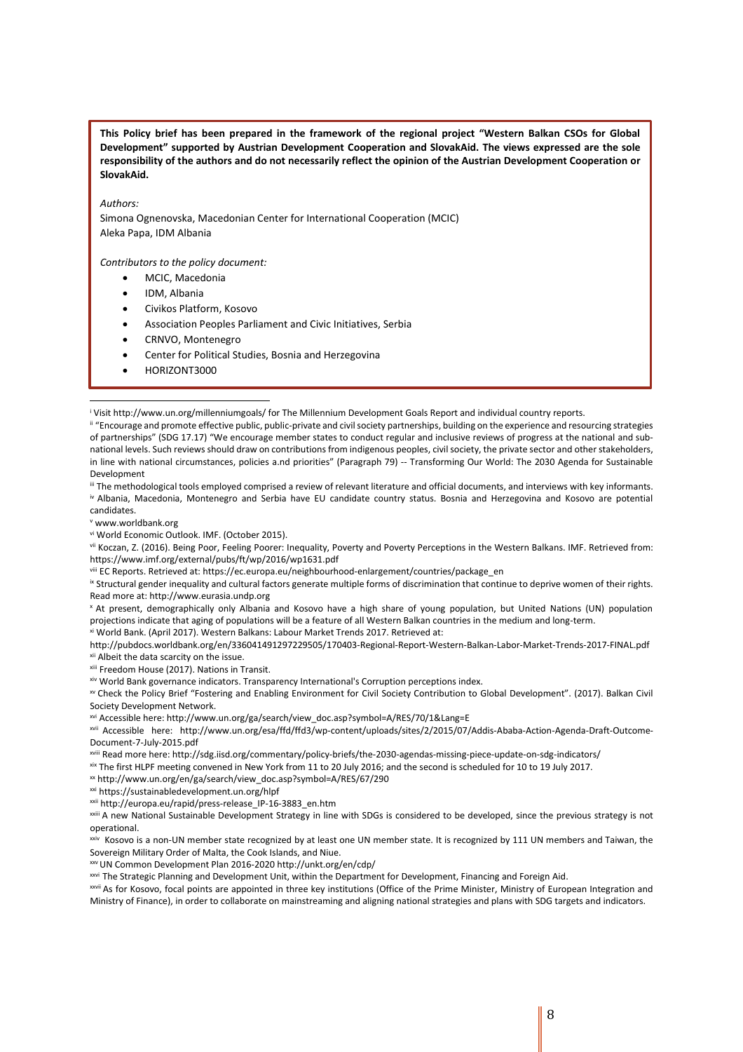**This Policy brief has been prepared in the framework of the regional project "Western Balkan CSOs for Global Development" supported by Austrian Development Cooperation and SlovakAid. The views expressed are the sole responsibility of the authors and do not necessarily reflect the opinion of the Austrian Development Cooperation or SlovakAid.**

*Authors:*

Simona Ognenovska, Macedonian Center for International Cooperation (MCIC)
Aleka Papa, IDM Albania

*Contributors to the policy document:*

- MCIC, Macedonia
- IDM, Albania
- Civikos Platform, Kosovo
- Association Peoples Parliament and Civic Initiatives, Serbia
- CRNVO, Montenegro
- Center for Political Studies, Bosnia and Herzegovina
- HORIZONT3000

---

[i] Visit http://www.un.org/millenniumgoals/ for The Millennium Development Goals Report and individual country reports.

[ii] "Encourage and promote effective public, public-private and civil society partnerships, building on the experience and resourcing strategies of partnerships" (SDG 17.17) "We encourage member states to conduct regular and inclusive reviews of progress at the national and sub-national levels. Such reviews should draw on contributions from indigenous peoples, civil society, the private sector and other stakeholders, in line with national circumstances, policies a.nd priorities" (Paragraph 79) -- Transforming Our World: The 2030 Agenda for Sustainable Development

[iii] The methodological tools employed comprised a review of relevant literature and official documents, and interviews with key informants.

[iv] Albania, Macedonia, Montenegro and Serbia have EU candidate country status. Bosnia and Herzegovina and Kosovo are potential candidates.

[v] www.worldbank.org

[vi] World Economic Outlook. IMF. (October 2015).

[vii] Koczan, Z. (2016). Being Poor, Feeling Poorer: Inequality, Poverty and Poverty Perceptions in the Western Balkans. IMF. Retrieved from: https://www.imf.org/external/pubs/ft/wp/2016/wp1631.pdf

[viii] EC Reports. Retrieved at: https://ec.europa.eu/neighbourhood-enlargement/countries/package_en

[ix] Structural gender inequality and cultural factors generate multiple forms of discrimination that continue to deprive women of their rights. Read more at: http://www.eurasia.undp.org

[x] At present, demographically only Albania and Kosovo have a high share of young population, but United Nations (UN) population projections indicate that aging of populations will be a feature of all Western Balkan countries in the medium and long-term.

[xi] World Bank. (April 2017). Western Balkans: Labour Market Trends 2017. Retrieved at: http://pubdocs.worldbank.org/en/336041491297229505/170403-Regional-Report-Western-Balkan-Labor-Market-Trends-2017-FINAL.pdf

[xii] Albeit the data scarcity on the issue.

[xiii] Freedom House (2017). Nations in Transit.

[xiv] World Bank governance indicators. Transparency International's Corruption perceptions index.

[xv] Check the Policy Brief "Fostering and Enabling Environment for Civil Society Contribution to Global Development". (2017). Balkan Civil Society Development Network.

[xvi] Accessible here: http://www.un.org/ga/search/view_doc.asp?symbol=A/RES/70/1&Lang=E

[xvii] Accessible here: http://www.un.org/esa/ffd/ffd3/wp-content/uploads/sites/2/2015/07/Addis-Ababa-Action-Agenda-Draft-Outcome-Document-7-July-2015.pdf

[xviii] Read more here: http://sdg.iisd.org/commentary/policy-briefs/the-2030-agendas-missing-piece-update-on-sdg-indicators/

[xix] The first HLPF meeting convened in New York from 11 to 20 July 2016; and the second is scheduled for 10 to 19 July 2017.

[xx] http://www.un.org/en/ga/search/view_doc.asp?symbol=A/RES/67/290

[xxi] https://sustainabledevelopment.un.org/hlpf

[xxii] http://europa.eu/rapid/press-release_IP-16-3883_en.htm

[xxiii] A new National Sustainable Development Strategy in line with SDGs is considered to be developed, since the previous strategy is not operational.

[xxiv] Kosovo is a non-UN member state recognized by at least one UN member state. It is recognized by 111 UN members and Taiwan, the Sovereign Military Order of Malta, the Cook Islands, and Niue.

[xxv] UN Common Development Plan 2016-2020 http://unkt.org/en/cdp/

[xxvi] The Strategic Planning and Development Unit, within the Department for Development, Financing and Foreign Aid.

[xxvii] As for Kosovo, focal points are appointed in three key institutions (Office of the Prime Minister, Ministry of European Integration and Ministry of Finance), in order to collaborate on mainstreaming and aligning national strategies and plans with SDG targets and indicators.